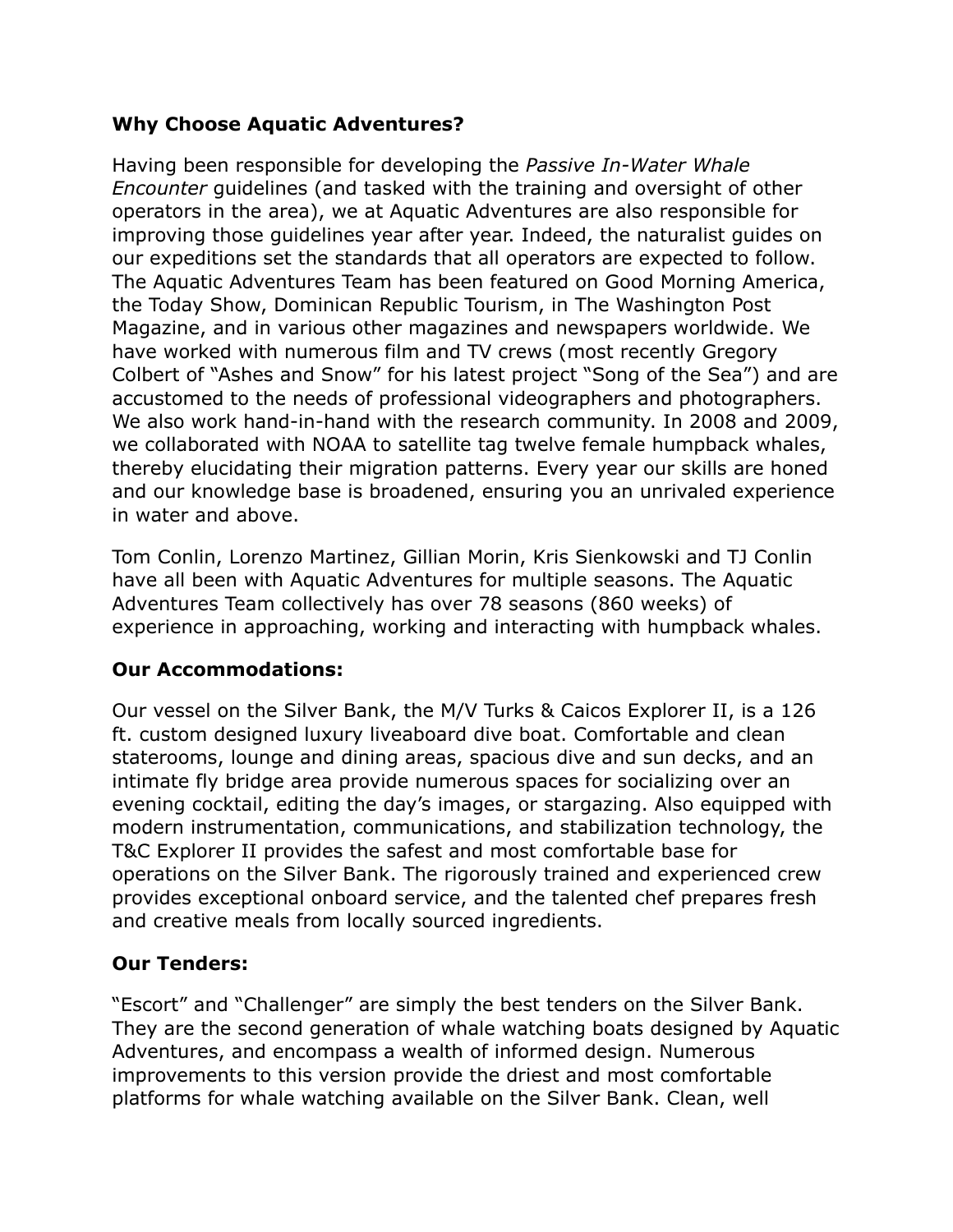## Why Choose Aquatic Adventures?

Having been responsible for developing the *Passive In-Water Whale Encounter* guidelines (and tasked with the training and oversight of other operators in the area), we at Aquatic Adventures are also responsible for improving those guidelines year after year. Indeed, the naturalist guides on our expeditions set the standards that all operators are expected to follow. The Aquatic Adventures Team has been featured on Good Morning America, the Today Show, Dominican Republic Tourism, in The Washington Post Magazine, and in various other magazines and newspapers worldwide. We have worked with numerous film and TV crews (most recently Gregory Colbert of "Ashes and Snow" for his latest project "Song of the Sea") and are accustomed to the needs of professional videographers and photographers. We also work hand-in-hand with the research community. In 2008 and 2009, we collaborated with NOAA to satellite tag twelve female humpback whales, thereby elucidating their migration patterns. Every year our skills are honed and our knowledge base is broadened, ensuring you an unrivaled experience in water and above.

Tom Conlin, Lorenzo Martinez, Gillian Morin, Kris Sienkowski and TJ Conlin have all been with Aquatic Adventures for multiple seasons. The Aquatic Adventures Team collectively has over 78 seasons (860 weeks) of experience in approaching, working and interacting with humpback whales.

## Our Accommodations:

Our vessel on the Silver Bank, the M/V Turks & Caicos Explorer II, is a 126 ft. custom designed luxury liveaboard dive boat. Comfortable and clean staterooms, lounge and dining areas, spacious dive and sun decks, and an intimate fly bridge area provide numerous spaces for socializing over an evening cocktail, editing the day's images, or stargazing. Also equipped with modern instrumentation, communications, and stabilization technology, the T&C Explorer II provides the safest and most comfortable base for operations on the Silver Bank. The rigorously trained and experienced crew provides exceptional onboard service, and the talented chef prepares fresh and creative meals from locally sourced ingredients.

## Our Tenders:

"Escort" and "Challenger" are simply the best tenders on the Silver Bank. They are the second generation of whale watching boats designed by Aquatic Adventures, and encompass a wealth of informed design. Numerous improvements to this version provide the driest and most comfortable platforms for whale watching available on the Silver Bank. Clean, well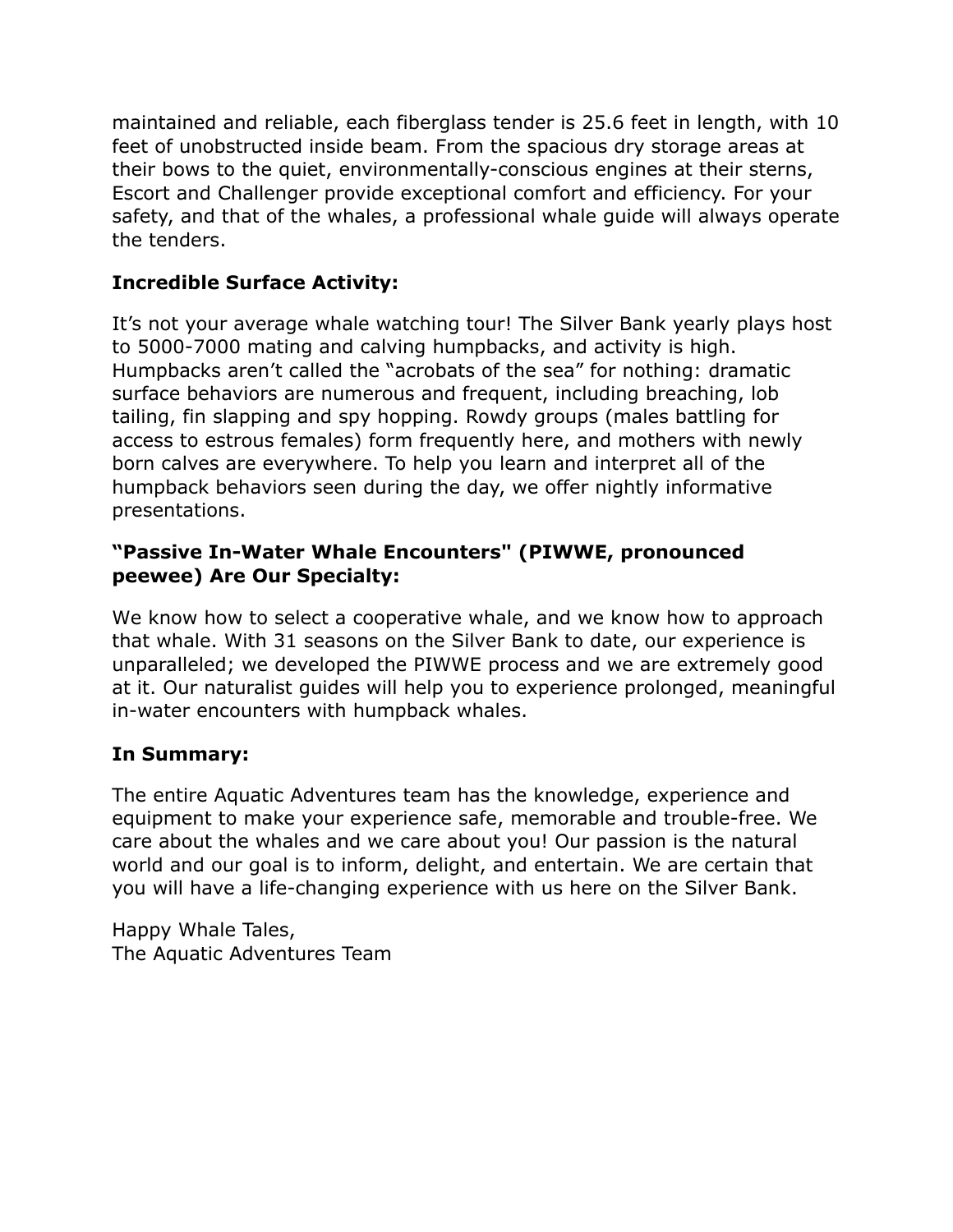maintained and reliable, each fiberglass tender is 25.6 feet in length, with 10 feet of unobstructed inside beam. From the spacious dry storage areas at their bows to the quiet, environmentally-conscious engines at their sterns, Escort and Challenger provide exceptional comfort and efficiency. For your safety, and that of the whales, a professional whale guide will always operate the tenders.

**Incredible Surface Activity:**

It's not your average whale watching tour! The Silver Bank yearly plays host to 5000-7000 mating and calving humpbacks, and activity is high. Humpbacks aren't called the "acrobats of the sea" for nothing: dramatic surface behaviors are numerous and frequent, including breaching, lob tailing, fin slapping and spy hopping. Rowdy groups (males battling for access to estrous females) form frequently here, and mothers with newly born calves are everywhere. To help you learn and interpret all of the humpback behaviors seen during the day, we offer nightly informative presentations.

**"Passive In-Water Whale Encounters" (PIWWE, pronounced peewee) Are Our Specialty:**

We know how to select a cooperative whale, and we know how to approach that whale. With 31 seasons on the Silver Bank to date, our experience is unparalleled; we developed the PIWWE process and we are extremely good at it. Our naturalist guides will help you to experience prolonged, meaningful in-water encounters with humpback whales.

**In Summary:**

The entire Aquatic Adventures team has the knowledge, experience and equipment to make your experience safe, memorable and trouble-free. We care about the whales and we care about you! Our passion is the natural world and our goal is to inform, delight, and entertain. We are certain that you will have a life-changing experience with us here on the Silver Bank.

Happy Whale Tales,
The Aquatic Adventures Team